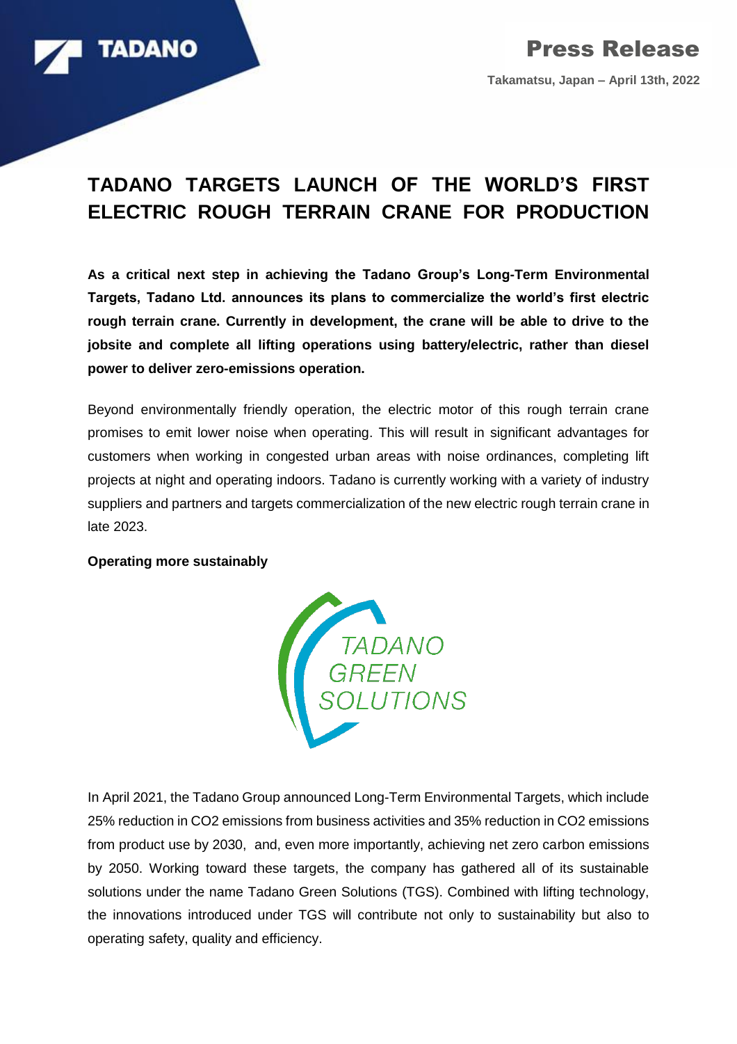**Press Release**

**Takamatsu, Japan – April 13th, 2022**

# TADANO TARGETS LAUNCH OF THE WORLD'S FIRST ELECTRIC ROUGH TERRAIN CRANE FOR PRODUCTION

**As a critical next step in achieving the Tadano Group's Long-Term Environmental Targets, Tadano Ltd. announces its plans to commercialize the world's first electric rough terrain crane. Currently in development, the crane will be able to drive to the jobsite and complete all lifting operations using battery/electric, rather than diesel power to deliver zero-emissions operation.**

Beyond environmentally friendly operation, the electric motor of this rough terrain crane promises to emit lower noise when operating. This will result in significant advantages for customers when working in congested urban areas with noise ordinances, completing lift projects at night and operating indoors. Tadano is currently working with a variety of industry suppliers and partners and targets commercialization of the new electric rough terrain crane in late 2023.

**Operating more sustainably**

TADANO GREEN SOLUTIONS

In April 2021, the Tadano Group announced Long-Term Environmental Targets, which include 25% reduction in $CO_2$ emissions from business activities and 35% reduction in $CO_2$ emissions from product use by 2030, and, even more importantly, achieving net zero carbon emissions by 2050. Working toward these targets, the company has gathered all of its sustainable solutions under the name Tadano Green Solutions (TGS). Combined with lifting technology, the innovations introduced under TGS will contribute not only to sustainability but also to operating safety, quality and efficiency.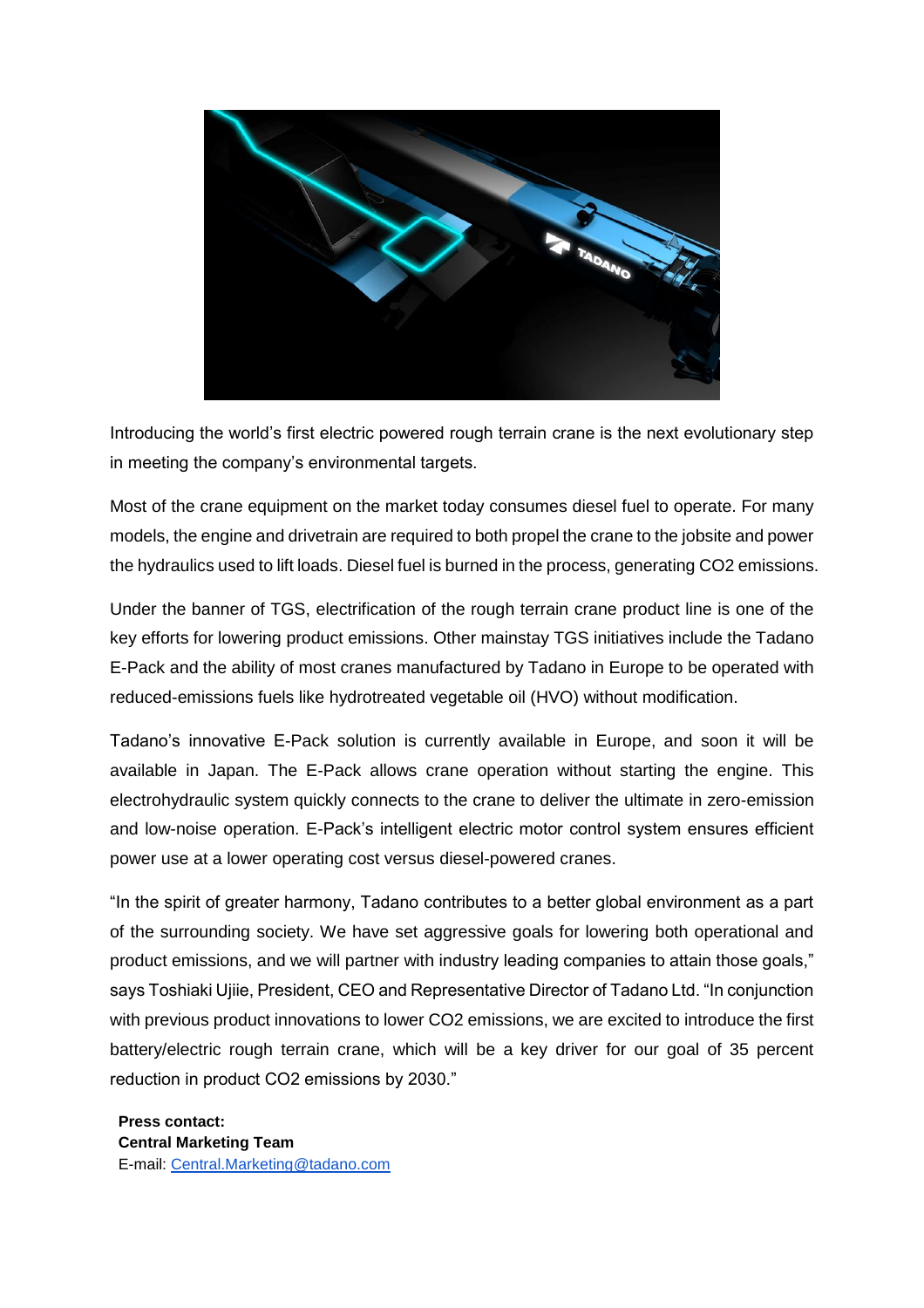Introducing the world's first electric powered rough terrain crane is the next evolutionary step in meeting the company's environmental targets.

Most of the crane equipment on the market today consumes diesel fuel to operate. For many models, the engine and drivetrain are required to both propel the crane to the jobsite and power the hydraulics used to lift loads. Diesel fuel is burned in the process, generating $CO_2$ emissions.

Under the banner of TGS, electrification of the rough terrain crane product line is one of the key efforts for lowering product emissions. Other mainstay TGS initiatives include the Tadano E-Pack and the ability of most cranes manufactured by Tadano in Europe to be operated with reduced-emissions fuels like hydrotreated vegetable oil (HVO) without modification.

Tadano's innovative E-Pack solution is currently available in Europe, and soon it will be available in Japan. The E-Pack allows crane operation without starting the engine. This electrohydraulic system quickly connects to the crane to deliver the ultimate in zero-emission and low-noise operation. E-Pack's intelligent electric motor control system ensures efficient power use at a lower operating cost versus diesel-powered cranes.

"In the spirit of greater harmony, Tadano contributes to a better global environment as a part of the surrounding society. We have set aggressive goals for lowering both operational and product emissions, and we will partner with industry leading companies to attain those goals," says Toshiaki Ujiie, President, CEO and Representative Director of Tadano Ltd. "In conjunction with previous product innovations to lower $CO_2$ emissions, we are excited to introduce the first battery/electric rough terrain crane, which will be a key driver for our goal of 35 percent reduction in product $CO_2$ emissions by 2030."

**Press contact:**
**Central Marketing Team**
E-mail: Central.Marketing@tadano.com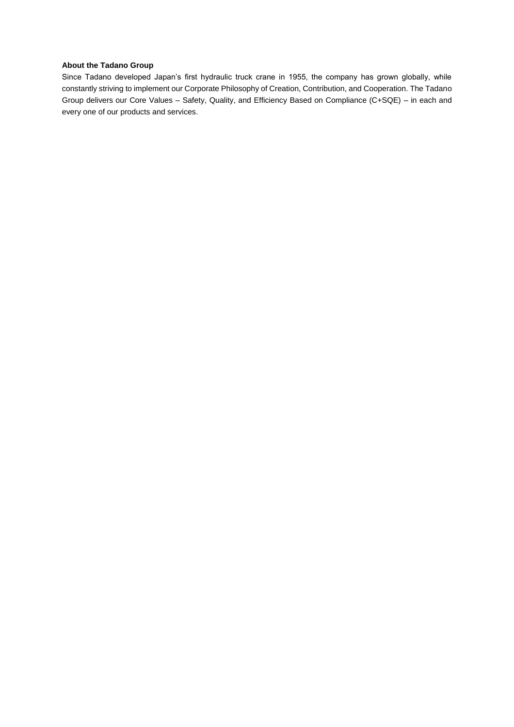**About the Tadano Group**

Since Tadano developed Japan's first hydraulic truck crane in 1955, the company has grown globally, while constantly striving to implement our Corporate Philosophy of Creation, Contribution, and Cooperation. The Tadano Group delivers our Core Values – Safety, Quality, and Efficiency Based on Compliance (C+SQE) – in each and every one of our products and services.